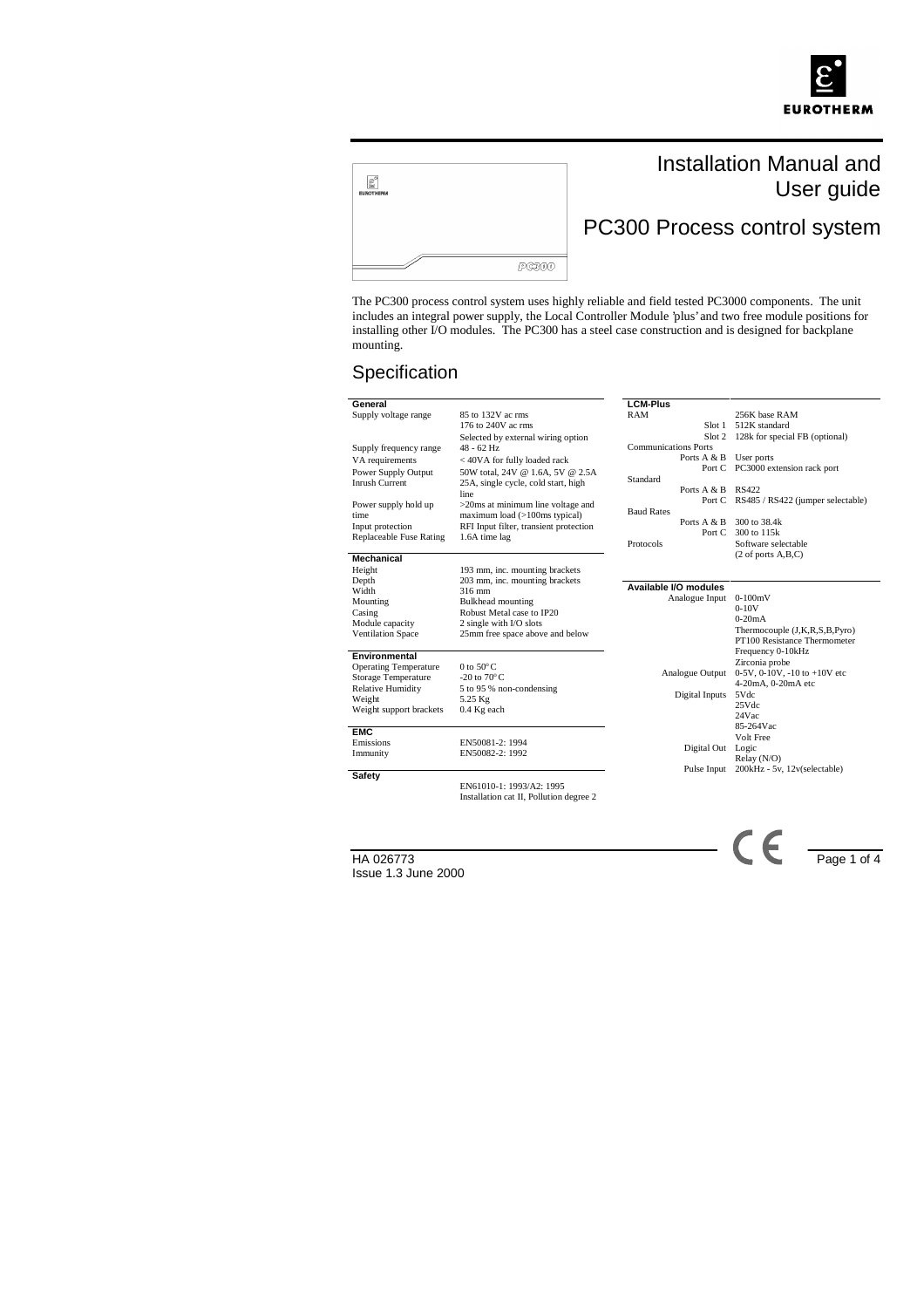# Installation Manual and User guide

# PC300 Process control system

The PC300 process control system uses highly reliable and field tested PC3000 components. The unit includes an integral power supply, the Local Controller Module 'plus' and two free module positions for installing other I/O modules. The PC300 has a steel case construction and is designed for backplane mounting.

## Specification

| **General** | |
|---|---|
| Supply voltage range | 85 to 132V ac rms<br>176 to 240V ac rms<br>Selected by external wiring option |
| Supply frequency range | 48 - 62 Hz |
| VA requirements | < 40VA for fully loaded rack |
| Power Supply Output | 50W total, 24V @ 1.6A, 5V @ 2.5A |
| Inrush Current | 25A, single cycle, cold start, high line |
| Power supply hold up time | >20ms at minimum line voltage and maximum load (>100ms typical) |
| Input protection | RFI Input filter, transient protection |
| Replaceable Fuse Rating | 1.6A time lag |

| **Mechanical** | |
|---|---|
| Height | 193 mm, inc. mounting brackets |
| Depth | 203 mm, inc. mounting brackets |
| Width | 316 mm |
| Mounting | Bulkhead mounting |
| Casing | Robust Metal case to IP20 |
| Module capacity | 2 single with I/O slots |
| Ventilation Space | 25mm free space above and below |

| **Environmental** | |
|---|---|
| Operating Temperature | 0 to 50°C |
| Storage Temperature | -20 to 70°C |
| Relative Humidity | 5 to 95 % non-condensing |
| Weight | 5.25 Kg |
| Weight support brackets | 0.4 Kg each |

| **EMC** | |
|---|---|
| Emissions | EN50081-2: 1994 |
| Immunity | EN50082-2: 1992 |

| **Safety** | |
|---|---|
| | EN61010-1: 1993/A2: 1995<br>Installation cat II, Pollution degree 2 |

| **LCM-Plus** | |
|---|---|
| RAM | 256K base RAM |
| Slot 1 | 512K standard |
| Slot 2 | 128k for special FB (optional) |
| Communications Ports | |
| Ports A & B | User ports |
| Port C | PC3000 extension rack port |
| Standard | |
| Ports A & B | RS422 |
| Port C | RS485 / RS422 (jumper selectable) |
| Baud Rates | |
| Ports A & B | 300 to 38.4k |
| Port C | 300 to 115k |
| Protocols | Software selectable<br>(2 of ports A,B,C) |

| **Available I/O modules** | |
|---|---|
| Analogue Input | 0-100mV<br>0-10V<br>0-20mA<br>Thermocouple (J,K,R,S,B,Pyro)<br>PT100 Resistance Thermometer<br>Frequency 0-10kHz<br>Zirconia probe |
| Analogue Output | 0-5V, 0-10V, -10 to +10V etc<br>4-20mA, 0-20mA etc |
| Digital Inputs | 5Vdc<br>25Vdc<br>24Vac<br>85-264Vac<br>Volt Free |
| Digital Out | Logic<br>Relay (N/O) |
| Pulse Input | 200kHz - 5v, 12v(selectable) |

HA 026773
Issue 1.3 June 2000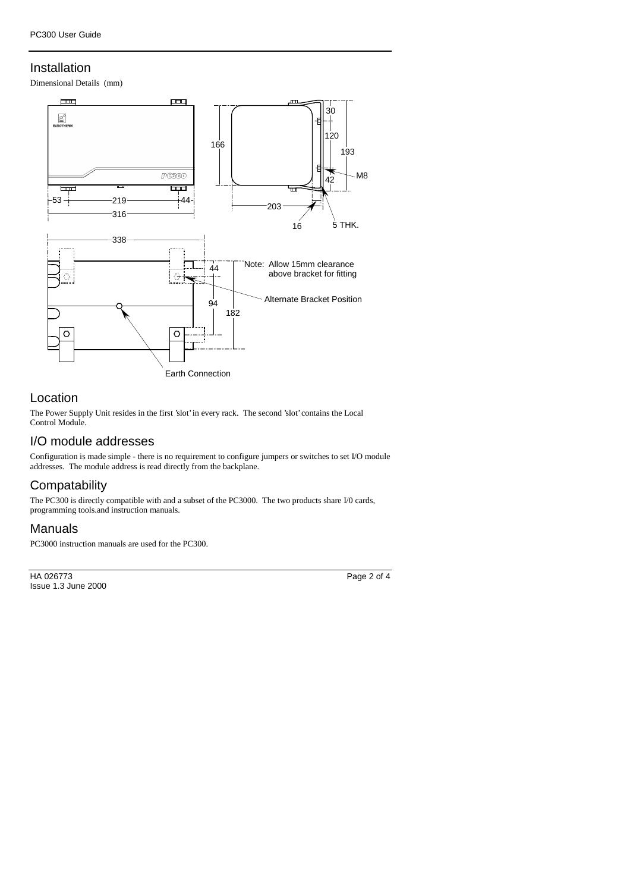## Installation

Dimensional Details (mm)

## Location

The Power Supply Unit resides in the first 'slot' in every rack. The second 'slot' contains the Local Control Module.

## I/O module addresses

Configuration is made simple - there is no requirement to configure jumpers or switches to set I/O module addresses. The module address is read directly from the backplane.

## Compatability

The PC300 is directly compatible with and a subset of the PC3000. The two products share I/0 cards, programming tools.and instruction manuals.

## Manuals

PC3000 instruction manuals are used for the PC300.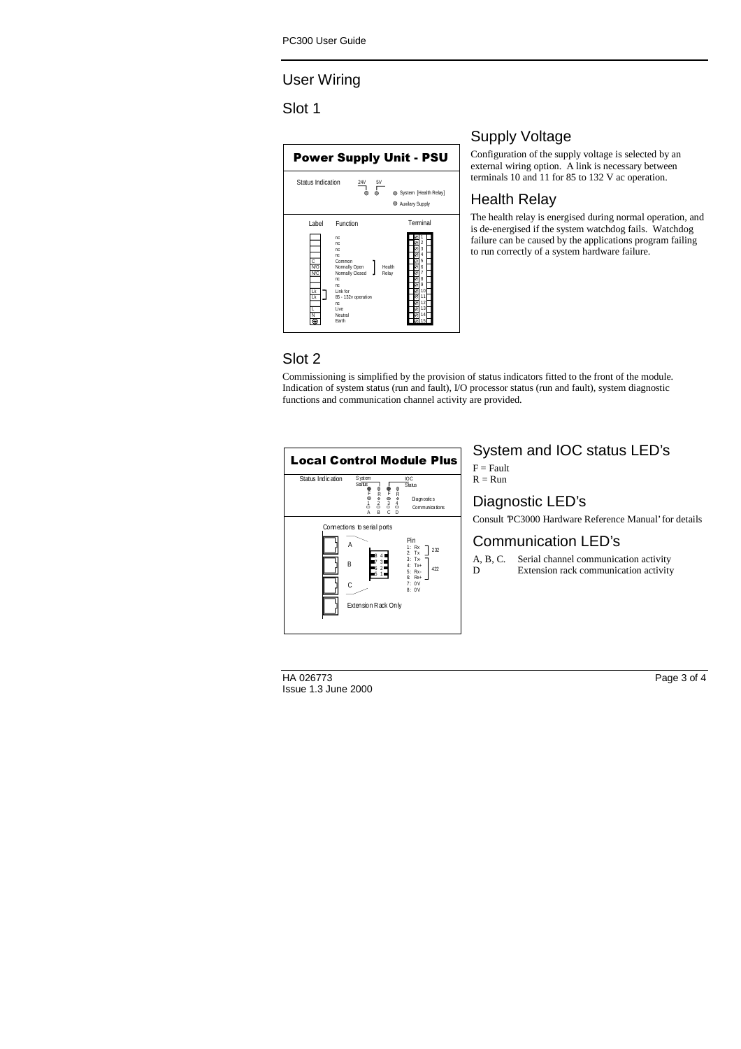## User Wiring

### Slot 1

**Power Supply Unit - PSU**

Status Indication: 24V, 5V — System [Health Relay], Auxiliary Supply

| Label | Function | Terminal |
|---|---|---|
| | nc | 1 |
| | nc | 2 |
| | nc | 3 |
| | nc | 4 |
| C | Common (Health Relay) | 5 |
| N/O | Normally Open (Health Relay) | 6 |
| N/C | Normally Closed (Health Relay) | 7 |
| | nc | 8 |
| | nc | 9 |
| Lk | Link for 85 - 132v operation | 10 |
| Lk | Link for 85 - 132v operation | 11 |
| | nc | 12 |
| L | Live | 13 |
| N | Neutral | 14 |
| ⊕ | Earth | 15 |

### Supply Voltage

Configuration of the supply voltage is selected by an external wiring option. A link is necessary between terminals 10 and 11 for 85 to 132 V ac operation.

### Health Relay

The health relay is energised during normal operation, and is de-energised if the system watchdog fails. Watchdog failure can be caused by the applications program failing to run correctly of a system hardware failure.

### Slot 2

Commissioning is simplified by the provision of status indicators fitted to the front of the module. Indication of system status (run and fault), I/O processor status (run and fault), system diagnostic functions and communication channel activity are provided.

**Local Control Module Plus**

Status Indication: System Status (F, R), IOC Status (F, R), Diagnostics (1, 2, 3, 4), Communications (A, B, C, D)

Connections to serial ports: A, B, C, Extension Rack Only

| Pin | Signal | |
|---|---|---|
| 1 | Rx | 232 |
| 2 | Tx | 232 |
| 3 | Tx- | 422 |
| 4 | Tx+ | 422 |
| 5 | Rx- | 422 |
| 6 | Rx+ | 422 |
| 7 | 0V | |
| 8 | 0V | |

### System and IOC status LED's

F = Fault
R = Run

### Diagnostic LED's

Consult 'PC3000 Hardware Reference Manual' for details

### Communication LED's

| | |
|---|---|
| A, B, C. | Serial channel communication activity |
| D | Extension rack communication activity |

HA 026773
Issue 1.3 June 2000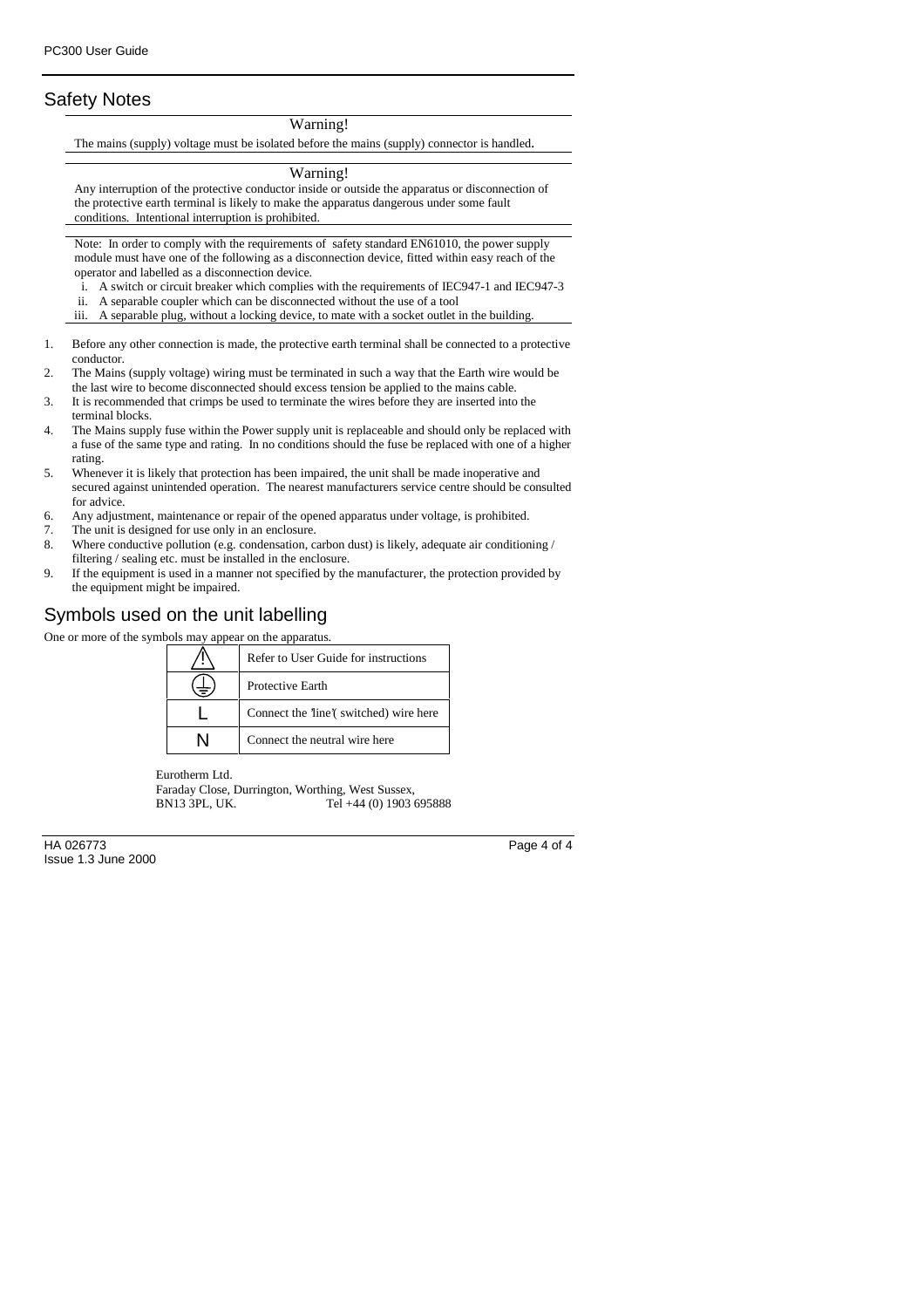## Safety Notes

Warning!

The mains (supply) voltage must be isolated before the mains (supply) connector is handled.

Warning!

Any interruption of the protective conductor inside or outside the apparatus or disconnection of the protective earth terminal is likely to make the apparatus dangerous under some fault conditions. Intentional interruption is prohibited.

Note: In order to comply with the requirements of safety standard EN61010, the power supply module must have one of the following as a disconnection device, fitted within easy reach of the operator and labelled as a disconnection device.

i. A switch or circuit breaker which complies with the requirements of IEC947-1 and IEC947-3
ii. A separable coupler which can be disconnected without the use of a tool
iii. A separable plug, without a locking device, to mate with a socket outlet in the building.

1. Before any other connection is made, the protective earth terminal shall be connected to a protective conductor.
2. The Mains (supply voltage) wiring must be terminated in such a way that the Earth wire would be the last wire to become disconnected should excess tension be applied to the mains cable.
3. It is recommended that crimps be used to terminate the wires before they are inserted into the terminal blocks.
4. The Mains supply fuse within the Power supply unit is replaceable and should only be replaced with a fuse of the same type and rating. In no conditions should the fuse be replaced with one of a higher rating.
5. Whenever it is likely that protection has been impaired, the unit shall be made inoperative and secured against unintended operation. The nearest manufacturers service centre should be consulted for advice.
6. Any adjustment, maintenance or repair of the opened apparatus under voltage, is prohibited.
7. The unit is designed for use only in an enclosure.
8. Where conductive pollution (e.g. condensation, carbon dust) is likely, adequate air conditioning / filtering / sealing etc. must be installed in the enclosure.
9. If the equipment is used in a manner not specified by the manufacturer, the protection provided by the equipment might be impaired.

## Symbols used on the unit labelling

One or more of the symbols may appear on the apparatus.

| | |
|---|---|
| ⚠ | Refer to User Guide for instructions |
| ⏚ | Protective Earth |
| L | Connect the 'line'( switched) wire here |
| N | Connect the neutral wire here |

Eurotherm Ltd.
Faraday Close, Durrington, Worthing, West Sussex,
BN13 3PL, UK. Tel +44 (0) 1903 695888

HA 026773
Issue 1.3 June 2000